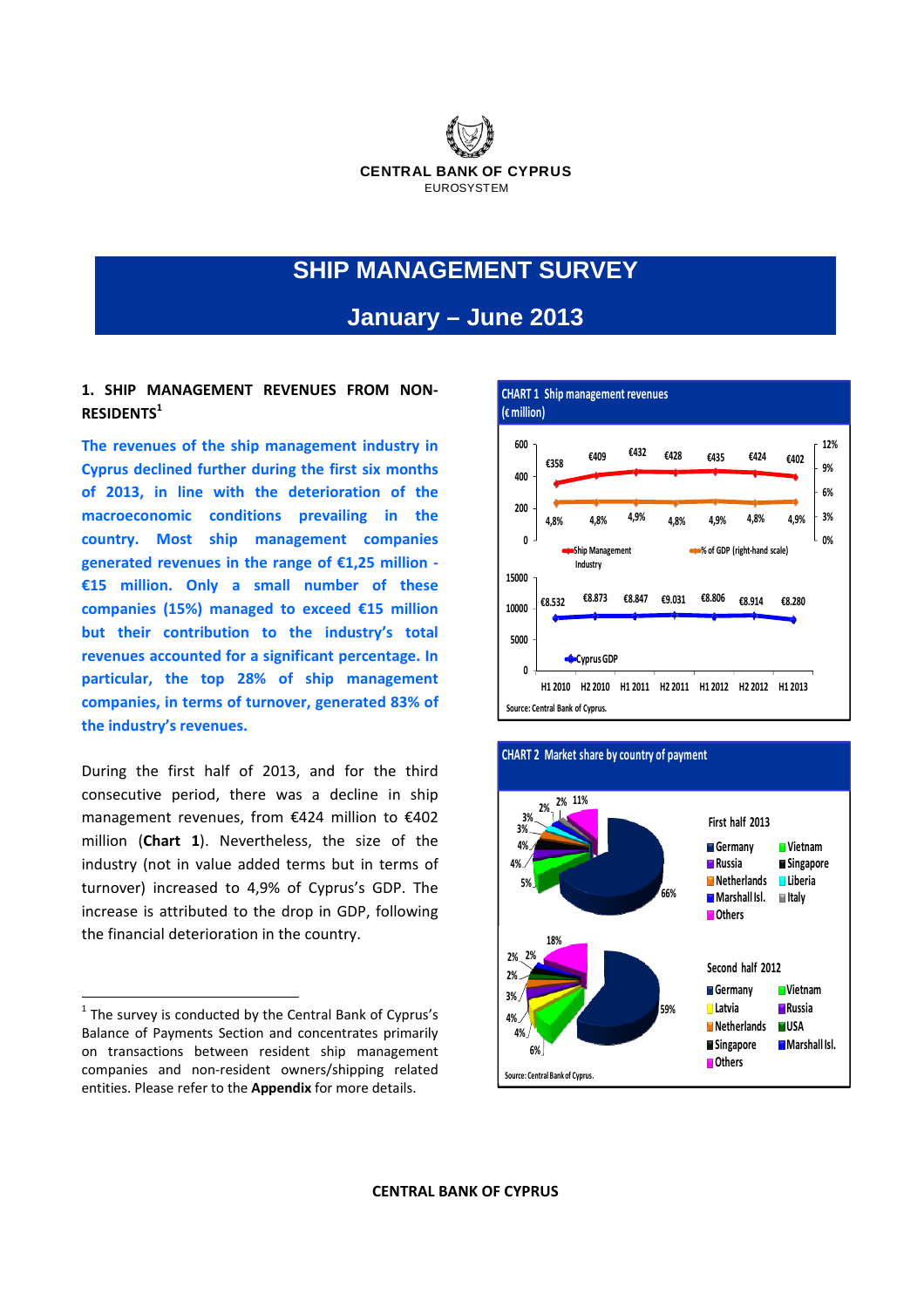CENTRAL BANK OF CYPRUS
EUROSYSTEM

# SHIP MANAGEMENT SURVEY

## January – June 2013

### 1. SHIP MANAGEMENT REVENUES FROM NON-RESIDENTS[1]

**The revenues of the ship management industry in Cyprus declined further during the first six months of 2013, in line with the deterioration of the macroeconomic conditions prevailing in the country. Most ship management companies generated revenues in the range of €1,25 million - €15 million. Only a small number of these companies (15%) managed to exceed €15 million but their contribution to the industry's total revenues accounted for a significant percentage. In particular, the top 28% of ship management companies, in terms of turnover, generated 83% of the industry's revenues.**

During the first half of 2013, and for the third consecutive period, there was a decline in ship management revenues, from €424 million to €402 million (**Chart 1**). Nevertheless, the size of the industry (not in value added terms but in terms of turnover) increased to 4,9% of Cyprus's GDP. The increase is attributed to the drop in GDP, following the financial deterioration in the country.

**CHART 1 Ship management revenues (€ million)**

| | H1 2010 | H2 2010 | H1 2011 | H2 2011 | H1 2012 | H2 2012 | H1 2013 |
|---|---|---|---|---|---|---|---|
| Ship Management Industry | €358 | €409 | €432 | €428 | €435 | €424 | €402 |
| % of GDP (right-hand scale) | 4,8% | 4,8% | 4,9% | 4,8% | 4,9% | 4,8% | 4,9% |
| Cyprus GDP | €8.532 | €8.873 | €8.847 | €9.031 | €8.806 | €8.914 | €8.280 |

Source: Central Bank of Cyprus.

**CHART 2 Market share by country of payment**

First half 2013: Germany 66%, Russia 11%, Netherlands, Marshall Isl., Others, Vietnam, Singapore, Liberia, Italy (other shares: 5%, 4%, 4%, 3%, 3%, 2%, 2%)

Second half 2012: Germany 59%, Latvia, Netherlands, Singapore, Others 18%, Vietnam, Russia, USA, Marshall Isl. (other shares: 6%, 4%, 4%, 3%, 2%, 2%, 2%)

Source: Central Bank of Cyprus.

---

[1] The survey is conducted by the Central Bank of Cyprus's Balance of Payments Section and concentrates primarily on transactions between resident ship management companies and non-resident owners/shipping related entities. Please refer to the **Appendix** for more details.

CENTRAL BANK OF CYPRUS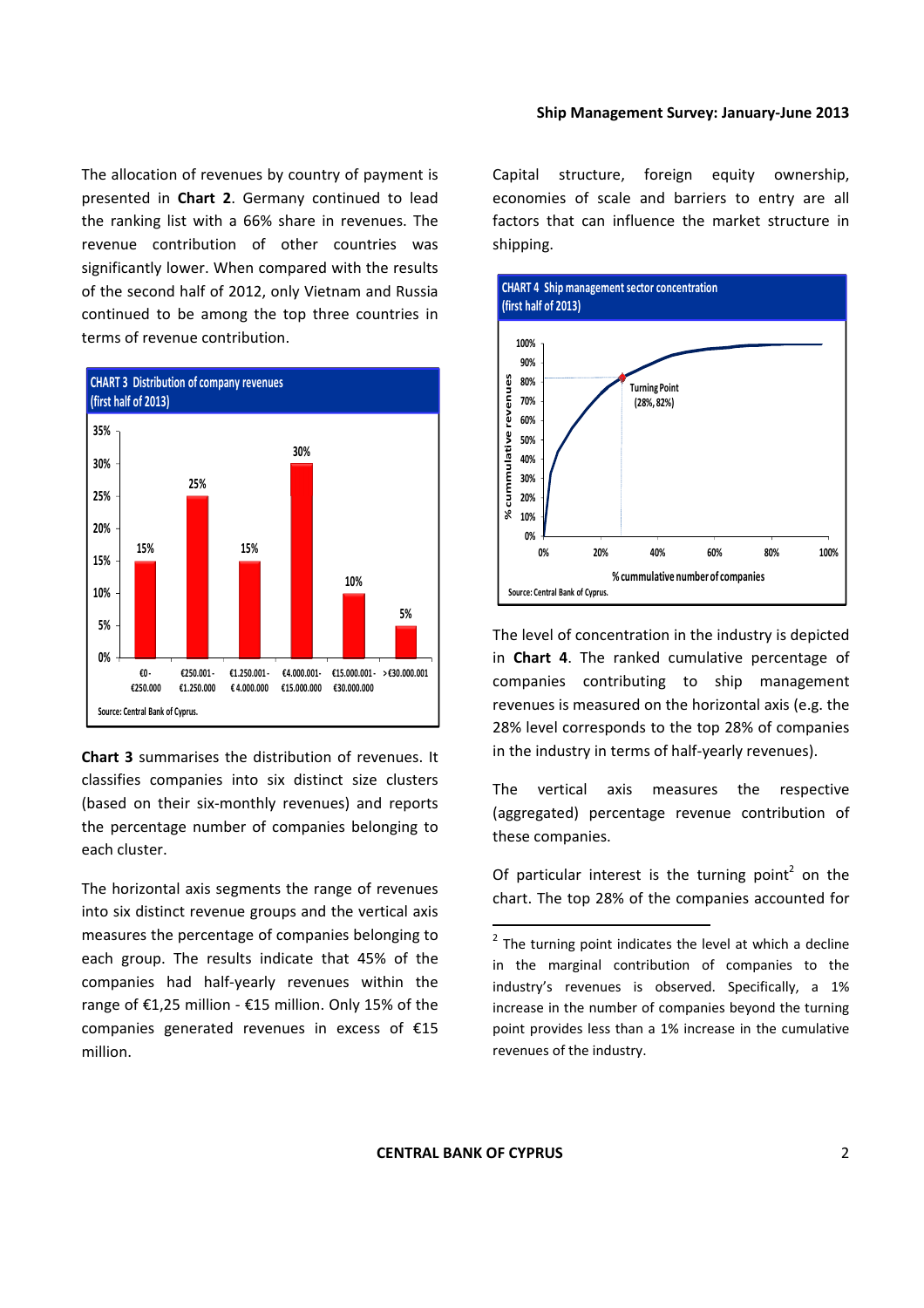The allocation of revenues by country of payment is presented in **Chart 2**. Germany continued to lead the ranking list with a 66% share in revenues. The revenue contribution of other countries was significantly lower. When compared with the results of the second half of 2012, only Vietnam and Russia continued to be among the top three countries in terms of revenue contribution.

**CHART 3 Distribution of company revenues (first half of 2013)**

| Revenue range | % of companies |
|---|---|
| €0 - €250.000 | 15% |
| €250.001 - €1.250.000 | 25% |
| €1.250.001 - € 4.000.000 | 15% |
| €4.000.001 - €15.000.000 | 30% |
| €15.000.001 - €30.000.000 | 10% |
| >€30.000.001 | 5% |

Source: Central Bank of Cyprus.

**Chart 3** summarises the distribution of revenues. It classifies companies into six distinct size clusters (based on their six-monthly revenues) and reports the percentage number of companies belonging to each cluster.

The horizontal axis segments the range of revenues into six distinct revenue groups and the vertical axis measures the percentage of companies belonging to each group. The results indicate that 45% of the companies had half-yearly revenues within the range of €1,25 million - €15 million. Only 15% of the companies generated revenues in excess of €15 million.

Capital structure, foreign equity ownership, economies of scale and barriers to entry are all factors that can influence the market structure in shipping.

**CHART 4 Ship management sector concentration (first half of 2013)**

Turning Point (28%, 82%)

Vertical axis: % cummulative revenues; horizontal axis: % cummulative number of companies

Source: Central Bank of Cyprus.

The level of concentration in the industry is depicted in **Chart 4**. The ranked cumulative percentage of companies contributing to ship management revenues is measured on the horizontal axis (e.g. the 28% level corresponds to the top 28% of companies in the industry in terms of half-yearly revenues).

The vertical axis measures the respective (aggregated) percentage revenue contribution of these companies.

Of particular interest is the turning point[2] on the chart. The top 28% of the companies accounted for

---

[2] The turning point indicates the level at which a decline in the marginal contribution of companies to the industry's revenues is observed. Specifically, a 1% increase in the number of companies beyond the turning point provides less than a 1% increase in the cumulative revenues of the industry.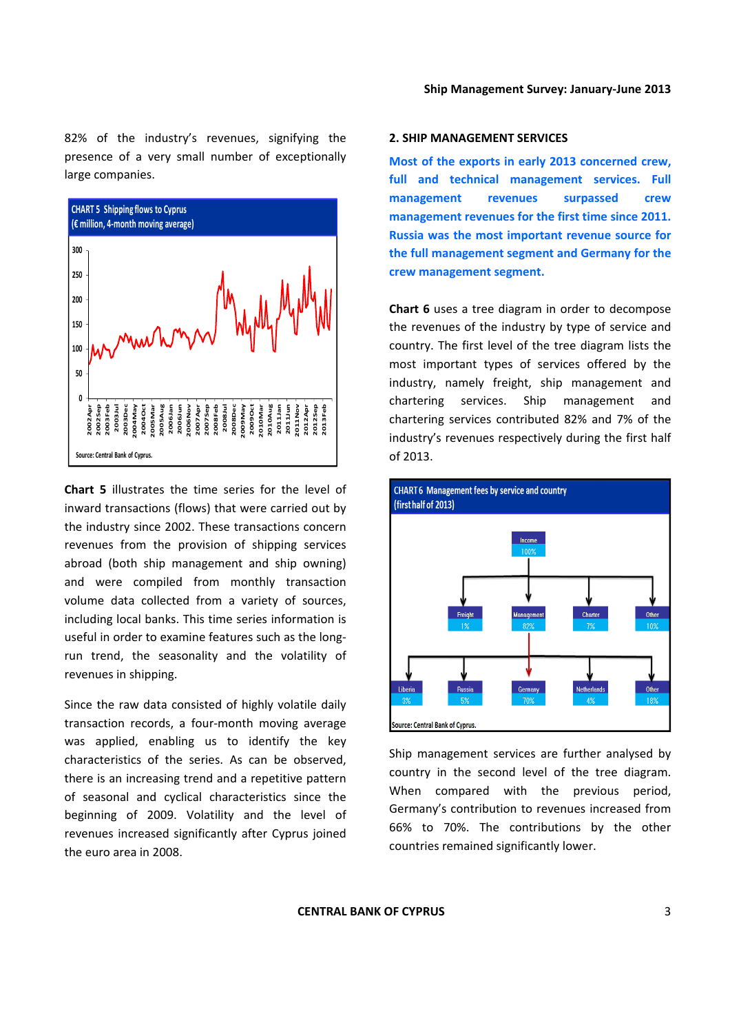82% of the industry's revenues, signifying the presence of a very small number of exceptionally large companies.

CHART 5 Shipping flows to Cyprus
(€ million, 4-month moving average)

Source: Central Bank of Cyprus.

**Chart 5** illustrates the time series for the level of inward transactions (flows) that were carried out by the industry since 2002. These transactions concern revenues from the provision of shipping services abroad (both ship management and ship owning) and were compiled from monthly transaction volume data collected from a variety of sources, including local banks. This time series information is useful in order to examine features such as the long-run trend, the seasonality and the volatility of revenues in shipping.

Since the raw data consisted of highly volatile daily transaction records, a four-month moving average was applied, enabling us to identify the key characteristics of the series. As can be observed, there is an increasing trend and a repetitive pattern of seasonal and cyclical characteristics since the beginning of 2009. Volatility and the level of revenues increased significantly after Cyprus joined the euro area in 2008.

## 2. SHIP MANAGEMENT SERVICES

**Most of the exports in early 2013 concerned crew, full and technical management services. Full management revenues surpassed crew management revenues for the first time since 2011. Russia was the most important revenue source for the full management segment and Germany for the crew management segment.**

**Chart 6** uses a tree diagram in order to decompose the revenues of the industry by type of service and country. The first level of the tree diagram lists the most important types of services offered by the industry, namely freight, ship management and chartering services. Ship management and chartering services contributed 82% and 7% of the industry's revenues respectively during the first half of 2013.

CHART 6 Management fees by service and country
(first half of 2013)

Source: Central Bank of Cyprus.

Ship management services are further analysed by country in the second level of the tree diagram. When compared with the previous period, Germany's contribution to revenues increased from 66% to 70%. The contributions by the other countries remained significantly lower.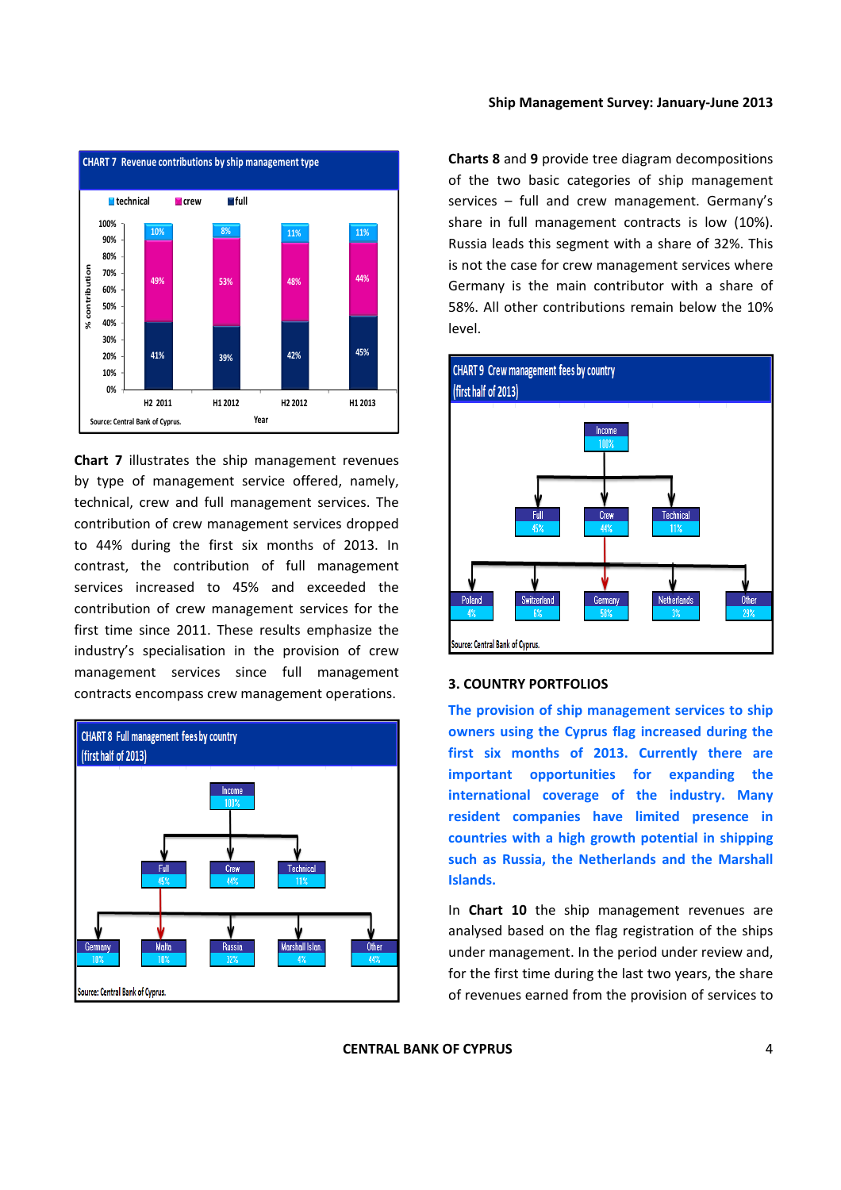**CHART 7 Revenue contributions by ship management type**

| | H2 2011 | H1 2012 | H2 2012 | H1 2013 |
|---|---|---|---|---|
| technical | 10% | 8% | 11% | 11% |
| crew | 49% | 53% | 48% | 44% |
| full | 41% | 39% | 42% | 45% |

Source: Central Bank of Cyprus.

**Chart 7** illustrates the ship management revenues by type of management service offered, namely, technical, crew and full management services. The contribution of crew management services dropped to 44% during the first six months of 2013. In contrast, the contribution of full management services increased to 45% and exceeded the contribution of crew management services for the first time since 2011. These results emphasize the industry's specialisation in the provision of crew management services since full management contracts encompass crew management operations.

**CHART 8 Full management fees by country (first half of 2013)**

- Income 100%
  - Full 45%
    - Germany 10%
    - Malta 10%
    - Russia 32%
    - Marshall Islan. 4%
    - Other 44%
  - Crew 44%
  - Technical 11%

Source: Central Bank of Cyprus.

**Charts 8** and **9** provide tree diagram decompositions of the two basic categories of ship management services – full and crew management. Germany's share in full management contracts is low (10%). Russia leads this segment with a share of 32%. This is not the case for crew management services where Germany is the main contributor with a share of 58%. All other contributions remain below the 10% level.

**CHART 9 Crew management fees by country (first half of 2013)**

- Income 100%
  - Full 45%
  - Crew 44%
    - Poland 4%
    - Switzerland 6%
    - Germany 58%
    - Netherlands 3%
    - Other 29%
  - Technical 11%

Source: Central Bank of Cyprus.

## 3. COUNTRY PORTFOLIOS

**The provision of ship management services to ship owners using the Cyprus flag increased during the first six months of 2013. Currently there are important opportunities for expanding the international coverage of the industry. Many resident companies have limited presence in countries with a high growth potential in shipping such as Russia, the Netherlands and the Marshall Islands.**

In **Chart 10** the ship management revenues are analysed based on the flag registration of the ships under management. In the period under review and, for the first time during the last two years, the share of revenues earned from the provision of services to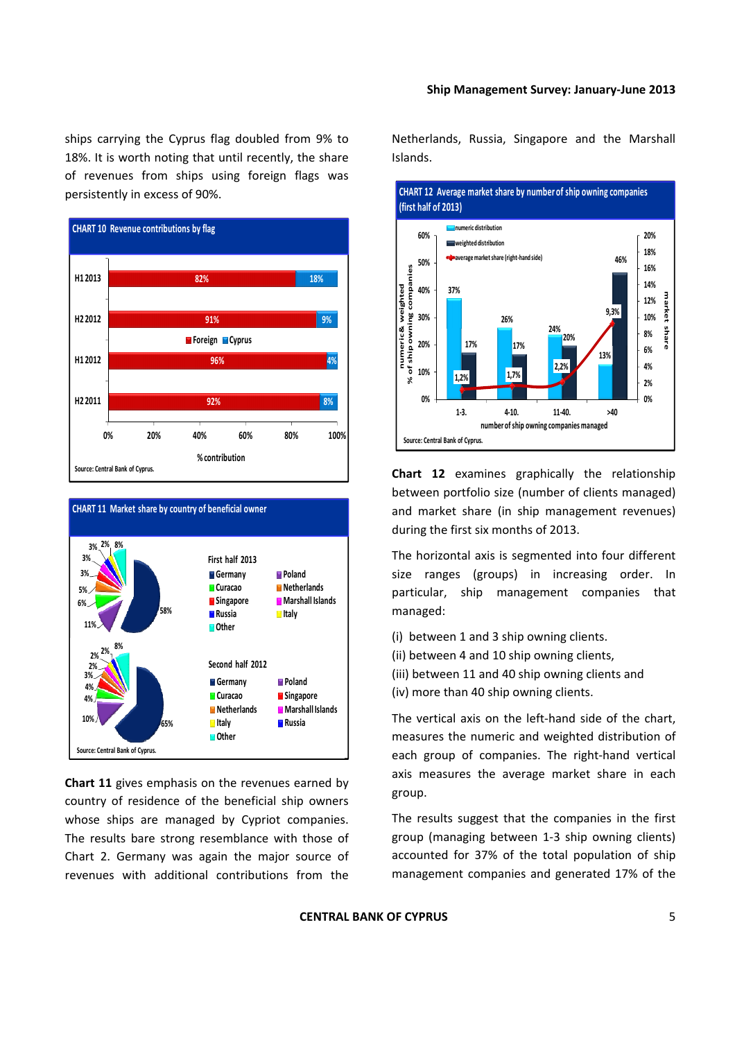ships carrying the Cyprus flag doubled from 9% to 18%. It is worth noting that until recently, the share of revenues from ships using foreign flags was persistently in excess of 90%.

**CHART 10 Revenue contributions by flag**

| | Foreign | Cyprus |
|---|---|---|
| H1 2013 | 82% | 18% |
| H2 2012 | 91% | 9% |
| H1 2012 | 96% | 4% |
| H2 2011 | 92% | 8% |

% contribution

Source: Central Bank of Cyprus.

**CHART 11 Market share by country of beneficial owner**

First half 2013: Germany 58%, 11%, 6%, 5%, 3%, 3%, 3%, 2%, Other 8% (Germany, Curacao, Singapore, Russia, Other, Poland, Netherlands, Marshall Islands, Italy)

Second half 2012: Germany 65%, 10%, 4%, 4%, 3%, 2%, 2%, 2%, Other 8% (Germany, Curacao, Netherlands, Italy, Other, Poland, Singapore, Marshall Islands, Russia)

Source: Central Bank of Cyprus.

**Chart 11** gives emphasis on the revenues earned by country of residence of the beneficial ship owners whose ships are managed by Cypriot companies. The results bare strong resemblance with those of Chart 2. Germany was again the major source of revenues with additional contributions from the Netherlands, Russia, Singapore and the Marshall Islands.

**CHART 12 Average market share by number of ship owning companies (first half of 2013)**

| Number of ship owning companies managed | Numeric distribution | Weighted distribution | Average market share (right-hand side) |
|---|---|---|---|
| 1-3. | 37% | 17% | 1,2% |
| 4-10. | 26% | 17% | 1,7% |
| 11-40. | 24% | 20% | 2,2% |
| >40 | 13% | 46% | 9,3% |

Source: Central Bank of Cyprus.

**Chart 12** examines graphically the relationship between portfolio size (number of clients managed) and market share (in ship management revenues) during the first six months of 2013.

The horizontal axis is segmented into four different size ranges (groups) in increasing order. In particular, ship management companies that managed:

(i) between 1 and 3 ship owning clients.
(ii) between 4 and 10 ship owning clients,
(iii) between 11 and 40 ship owning clients and
(iv) more than 40 ship owning clients.

The vertical axis on the left-hand side of the chart, measures the numeric and weighted distribution of each group of companies. The right-hand vertical axis measures the average market share in each group.

The results suggest that the companies in the first group (managing between 1-3 ship owning clients) accounted for 37% of the total population of ship management companies and generated 17% of the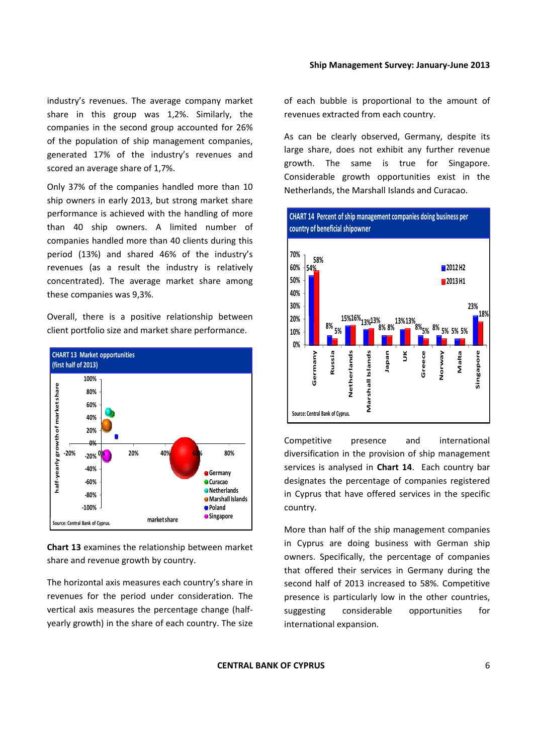industry's revenues. The average company market share in this group was 1,2%. Similarly, the companies in the second group accounted for 26% of the population of ship management companies, generated 17% of the industry's revenues and scored an average share of 1,7%.

Only 37% of the companies handled more than 10 ship owners in early 2013, but strong market share performance is achieved with the handling of more than 40 ship owners. A limited number of companies handled more than 40 clients during this period (13%) and shared 46% of the industry's revenues (as a result the industry is relatively concentrated). The average market share among these companies was 9,3%.

Overall, there is a positive relationship between client portfolio size and market share performance.

**CHART 13 Market opportunities (first half of 2013)**

Source: Central Bank of Cyprus.

**Chart 13** examines the relationship between market share and revenue growth by country.

The horizontal axis measures each country's share in revenues for the period under consideration. The vertical axis measures the percentage change (half-yearly growth) in the share of each country. The size of each bubble is proportional to the amount of revenues extracted from each country.

As can be clearly observed, Germany, despite its large share, does not exhibit any further revenue growth. The same is true for Singapore. Considerable growth opportunities exist in the Netherlands, the Marshall Islands and Curacao.

**CHART 14 Percent of ship management companies doing business per country of beneficial shipowner**

| Country | 2012 H2 | 2013 H1 |
|---|---|---|
| Germany | 54% | 58% |
| Russia | 8% | 5% |
| Netherlands | 15% | 16% |
| Marshall Islands | 13% | 13% |
| Japan | 8% | 8% |
| UK | 13% | 13% |
| Greece | 8% | 5% |
| Norway | 8% | 5% |
| Malta | 5% | 5% |
| Singapore | 23% | 18% |

Source: Central Bank of Cyprus.

Competitive presence and international diversification in the provision of ship management services is analysed in **Chart 14**. Each country bar designates the percentage of companies registered in Cyprus that have offered services in the specific country.

More than half of the ship management companies in Cyprus are doing business with German ship owners. Specifically, the percentage of companies that offered their services in Germany during the second half of 2013 increased to 58%. Competitive presence is particularly low in the other countries, suggesting considerable opportunities for international expansion.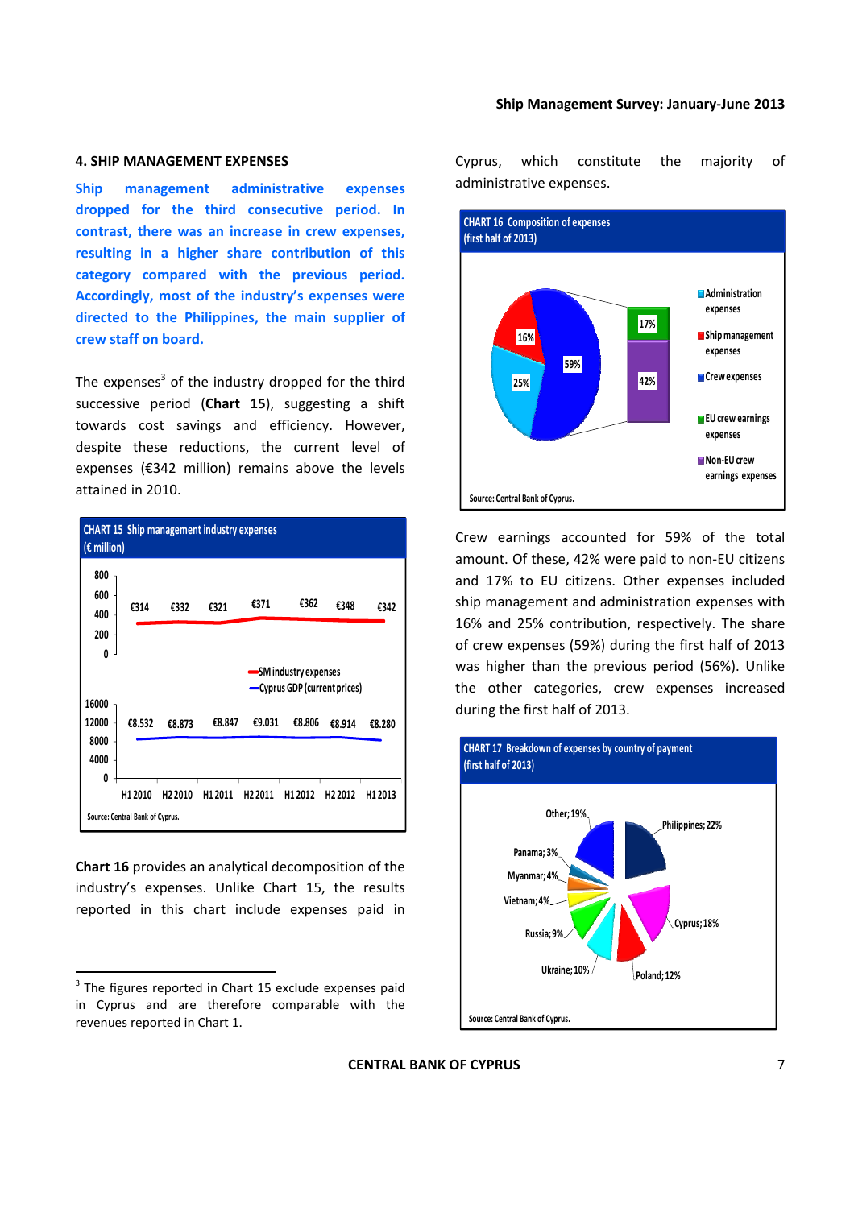## 4. SHIP MANAGEMENT EXPENSES

**Ship management administrative expenses dropped for the third consecutive period. In contrast, there was an increase in crew expenses, resulting in a higher share contribution of this category compared with the previous period. Accordingly, most of the industry's expenses were directed to the Philippines, the main supplier of crew staff on board.**

The expenses[3] of the industry dropped for the third successive period (**Chart 15**), suggesting a shift towards cost savings and efficiency. However, despite these reductions, the current level of expenses (€342 million) remains above the levels attained in 2010.

CHART 15 Ship management industry expenses (€ million)

| | H1 2010 | H2 2010 | H1 2011 | H2 2011 | H1 2012 | H2 2012 | H1 2013 |
|---|---|---|---|---|---|---|---|
| SM industry expenses | €314 | €332 | €321 | €371 | €362 | €348 | €342 |
| Cyprus GDP (current prices) | €8.532 | €8.873 | €8.847 | €9.031 | €8.806 | €8.914 | €8.280 |

Source: Central Bank of Cyprus.

**Chart 16** provides an analytical decomposition of the industry's expenses. Unlike Chart 15, the results reported in this chart include expenses paid in Cyprus, which constitute the majority of administrative expenses.

CHART 16 Composition of expenses (first half of 2013)

| Category | Share |
|---|---|
| Administration expenses | 25% |
| Ship management expenses | 16% |
| Crew expenses | 59% |
| EU crew earnings expenses | 17% |
| Non-EU crew earnings expenses | 42% |

Source: Central Bank of Cyprus.

Crew earnings accounted for 59% of the total amount. Of these, 42% were paid to non-EU citizens and 17% to EU citizens. Other expenses included ship management and administration expenses with 16% and 25% contribution, respectively. The share of crew expenses (59%) during the first half of 2013 was higher than the previous period (56%). Unlike the other categories, crew expenses increased during the first half of 2013.

CHART 17 Breakdown of expenses by country of payment (first half of 2013)

| Country | Share |
|---|---|
| Philippines | 22% |
| Cyprus | 18% |
| Poland | 12% |
| Ukraine | 10% |
| Russia | 9% |
| Vietnam | 4% |
| Myanmar | 4% |
| Panama | 3% |
| Other | 19% |

Source: Central Bank of Cyprus.

[3] The figures reported in Chart 15 exclude expenses paid in Cyprus and are therefore comparable with the revenues reported in Chart 1.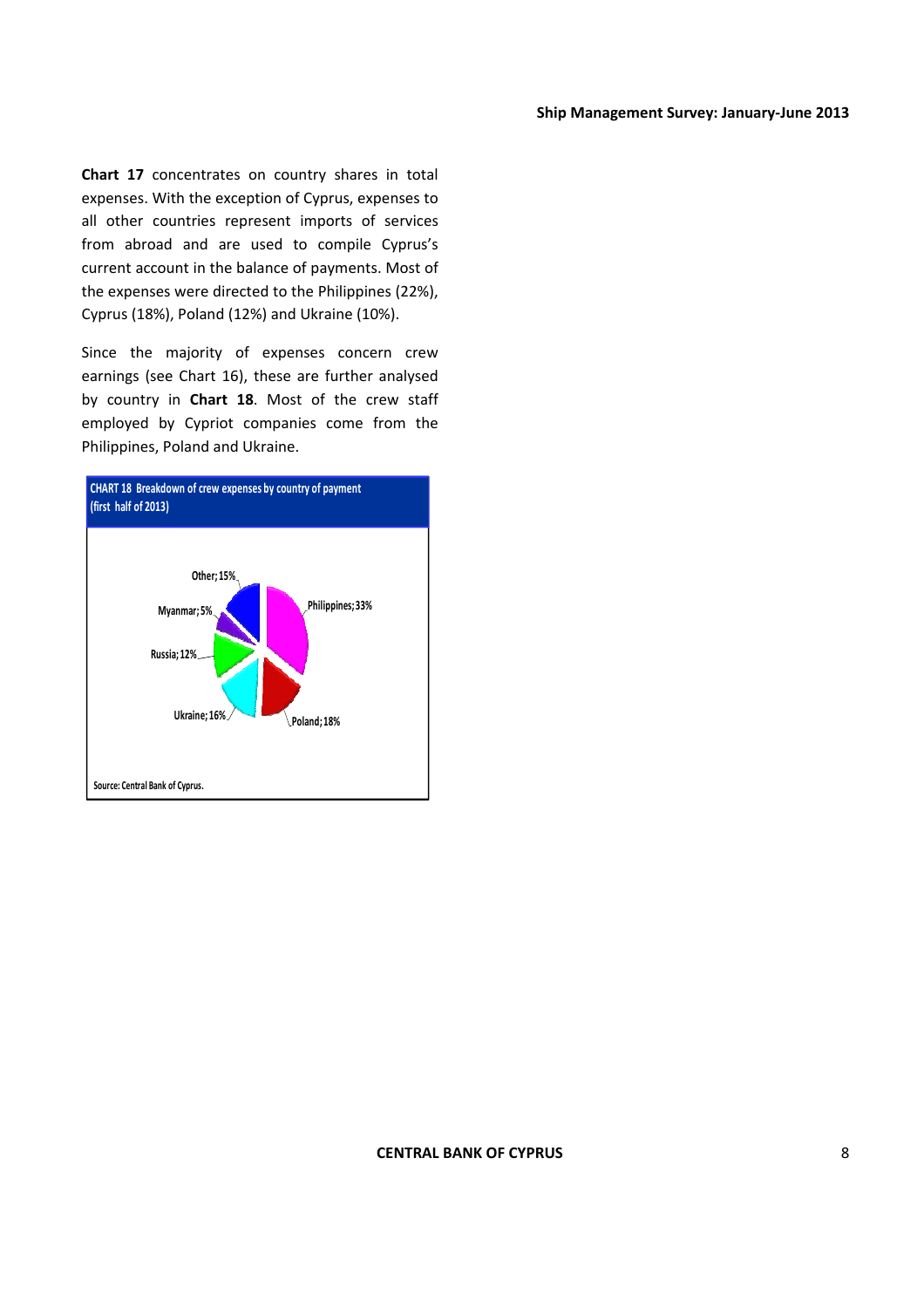**Chart 17** concentrates on country shares in total expenses. With the exception of Cyprus, expenses to all other countries represent imports of services from abroad and are used to compile Cyprus's current account in the balance of payments. Most of the expenses were directed to the Philippines (22%), Cyprus (18%), Poland (12%) and Ukraine (10%).

Since the majority of expenses concern crew earnings (see Chart 16), these are further analysed by country in **Chart 18**. Most of the crew staff employed by Cypriot companies come from the Philippines, Poland and Ukraine.

**CHART 18 Breakdown of crew expenses by country of payment (first half of 2013)**

Other; 15%

Myanmar; 5%

Russia; 12%

Ukraine; 16%

Philippines; 33%

Poland; 18%

Source: Central Bank of Cyprus.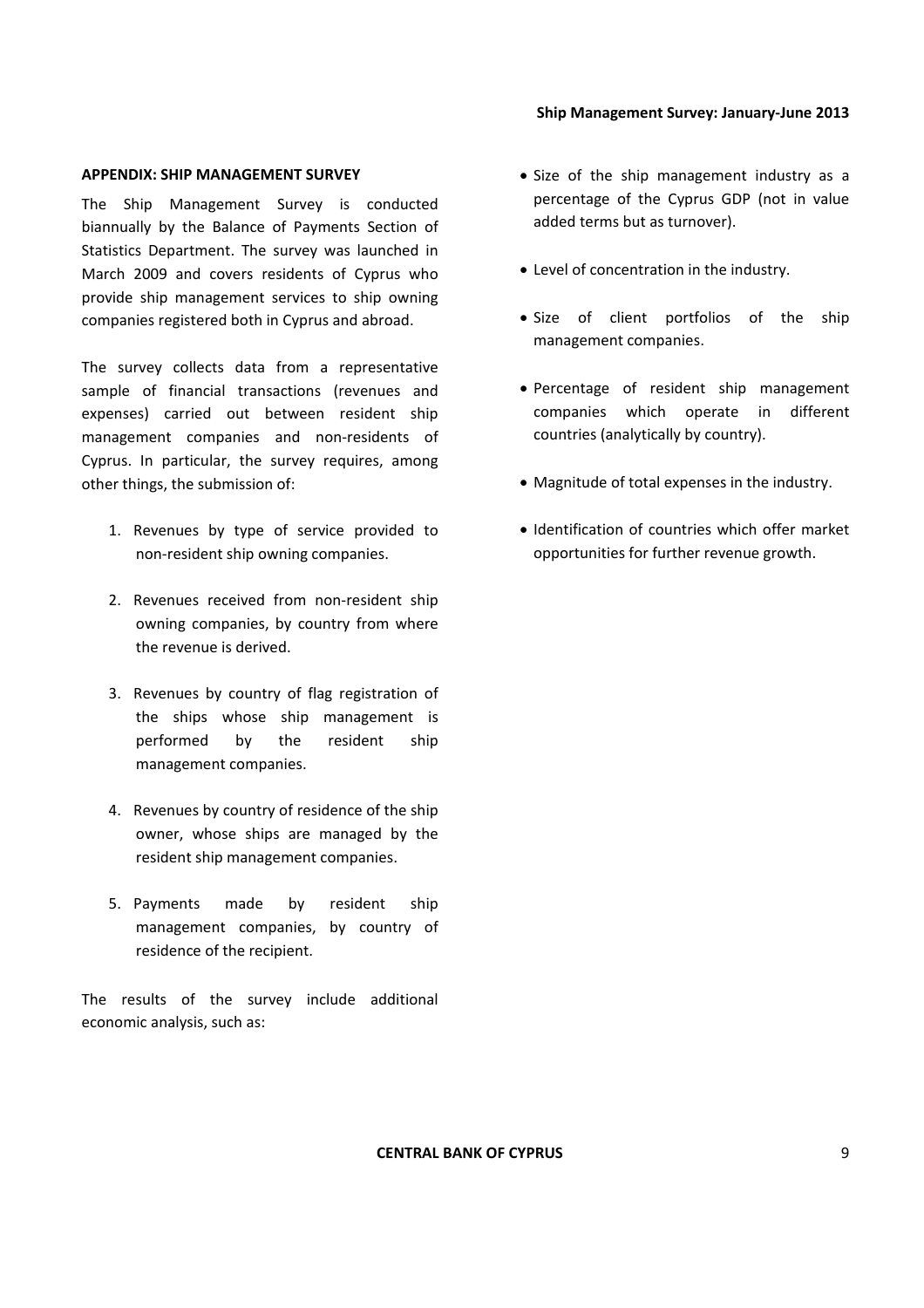## APPENDIX: SHIP MANAGEMENT SURVEY

The Ship Management Survey is conducted biannually by the Balance of Payments Section of Statistics Department. The survey was launched in March 2009 and covers residents of Cyprus who provide ship management services to ship owning companies registered both in Cyprus and abroad.

The survey collects data from a representative sample of financial transactions (revenues and expenses) carried out between resident ship management companies and non-residents of Cyprus. In particular, the survey requires, among other things, the submission of:

1. Revenues by type of service provided to non-resident ship owning companies.
2. Revenues received from non-resident ship owning companies, by country from where the revenue is derived.
3. Revenues by country of flag registration of the ships whose ship management is performed by the resident ship management companies.
4. Revenues by country of residence of the ship owner, whose ships are managed by the resident ship management companies.
5. Payments made by resident ship management companies, by country of residence of the recipient.

The results of the survey include additional economic analysis, such as:

- Size of the ship management industry as a percentage of the Cyprus GDP (not in value added terms but as turnover).
- Level of concentration in the industry.
- Size of client portfolios of the ship management companies.
- Percentage of resident ship management companies which operate in different countries (analytically by country).
- Magnitude of total expenses in the industry.
- Identification of countries which offer market opportunities for further revenue growth.